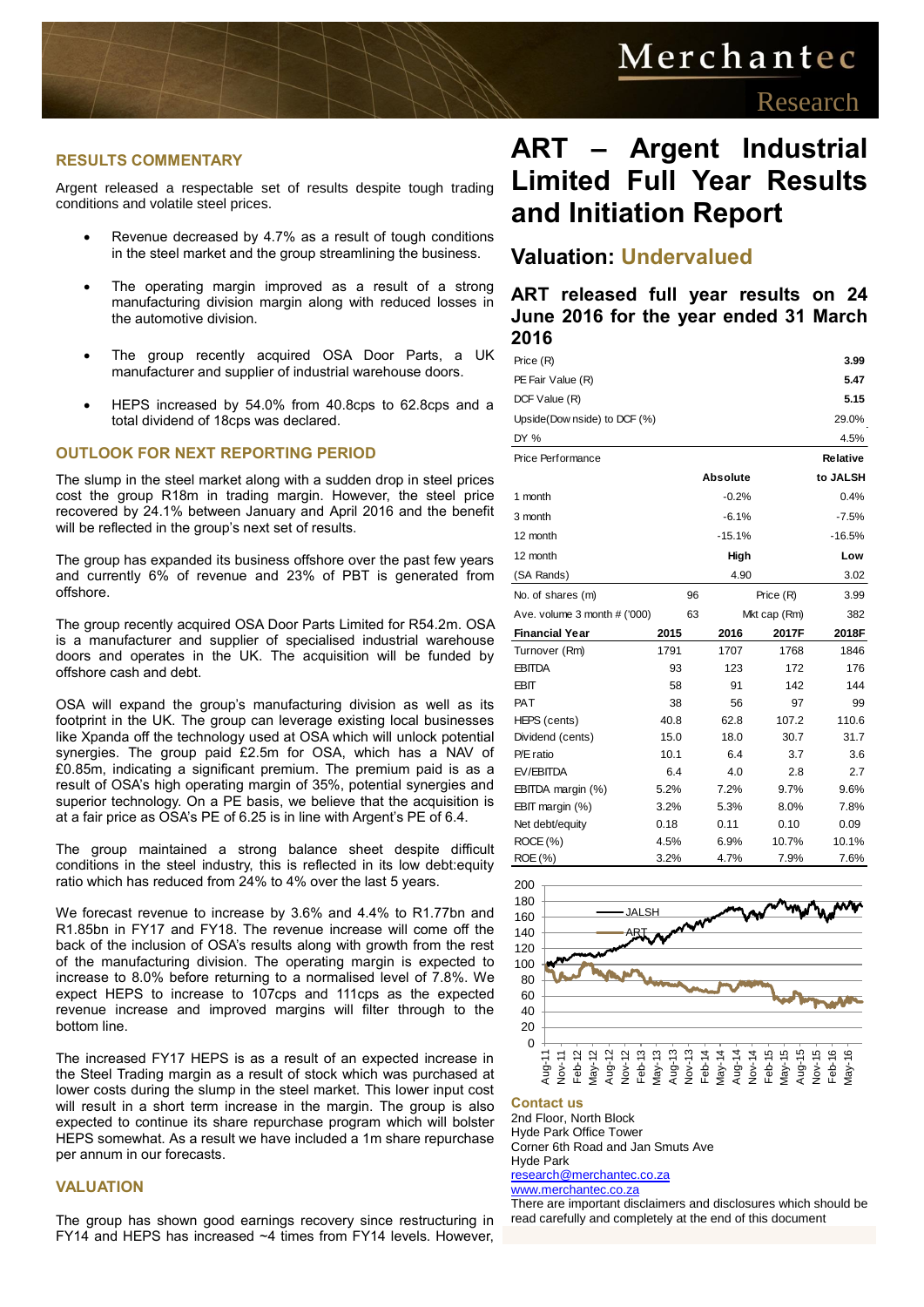# ART – Argent Industrial Limited Full Year Results and Initiation Report

## Valuation: Undervalued

### ART released full year results on 24 June 2016 for the year ended 31 March 2016

| | | | | |
|---|---|---|---|---|
| Price (R) | | | | 3.99 |
| PE Fair Value (R) | | | | 5.47 |
| DCF Value (R) | | | | 5.15 |
| Upside(Downside) to DCF (%) | | | | 29.0% |
| DY % | | | | 4.5% |
| Price Performance | | | | Relative |
| | | Absolute | | to JALSH |
| 1 month | | -0.2% | | 0.4% |
| 3 month | | -6.1% | | -7.5% |
| 12 month | | -15.1% | | -16.5% |
| 12 month | | High | | Low |
| (SA Rands) | | 4.90 | | 3.02 |
| No. of shares (m) | 96 | | Price (R) | 3.99 |
| Ave. volume 3 month # ('000) | 63 | | Mkt cap (Rm) | 382 |

| Financial Year | 2015 | 2016 | 2017F | 2018F |
|---|---|---|---|---|
| Turnover (Rm) | 1791 | 1707 | 1768 | 1846 |
| EBITDA | 93 | 123 | 172 | 176 |
| EBIT | 58 | 91 | 142 | 144 |
| PAT | 38 | 56 | 97 | 99 |
| HEPS (cents) | 40.8 | 62.8 | 107.2 | 110.6 |
| Dividend (cents) | 15.0 | 18.0 | 30.7 | 31.7 |
| P/E ratio | 10.1 | 6.4 | 3.7 | 3.6 |
| EV/EBITDA | 6.4 | 4.0 | 2.8 | 2.7 |
| EBITDA margin (%) | 5.2% | 7.2% | 9.7% | 9.6% |
| EBIT margin (%) | 3.2% | 5.3% | 8.0% | 7.8% |
| Net debt/equity | 0.18 | 0.11 | 0.10 | 0.09 |
| ROCE (%) | 4.5% | 6.9% | 10.7% | 10.1% |
| ROE (%) | 3.2% | 4.7% | 7.9% | 7.6% |

## RESULTS COMMENTARY

Argent released a respectable set of results despite tough trading conditions and volatile steel prices.

- Revenue decreased by 4.7% as a result of tough conditions in the steel market and the group streamlining the business.
- The operating margin improved as a result of a strong manufacturing division margin along with reduced losses in the automotive division.
- The group recently acquired OSA Door Parts, a UK manufacturer and supplier of industrial warehouse doors.
- HEPS increased by 54.0% from 40.8cps to 62.8cps and a total dividend of 18cps was declared.

## OUTLOOK FOR NEXT REPORTING PERIOD

The slump in the steel market along with a sudden drop in steel prices cost the group R18m in trading margin. However, the steel price recovered by 24.1% between January and April 2016 and the benefit will be reflected in the group's next set of results.

The group has expanded its business offshore over the past few years and currently 6% of revenue and 23% of PBT is generated from offshore.

The group recently acquired OSA Door Parts Limited for R54.2m. OSA is a manufacturer and supplier of specialised industrial warehouse doors and operates in the UK. The acquisition will be funded by offshore cash and debt.

OSA will expand the group's manufacturing division as well as its footprint in the UK. The group can leverage existing local businesses like Xpanda off the technology used at OSA which will unlock potential synergies. The group paid £2.5m for OSA, which has a NAV of £0.85m, indicating a significant premium. The premium paid is as a result of OSA's high operating margin of 35%, potential synergies and superior technology. On a PE basis, we believe that the acquisition is at a fair price as OSA's PE of 6.25 is in line with Argent's PE of 6.4.

The group maintained a strong balance sheet despite difficult conditions in the steel industry, this is reflected in its low debt:equity ratio which has reduced from 24% to 4% over the last 5 years.

We forecast revenue to increase by 3.6% and 4.4% to R1.77bn and R1.85bn in FY17 and FY18. The revenue increase will come off the back of the inclusion of OSA's results along with growth from the rest of the manufacturing division. The operating margin is expected to increase to 8.0% before returning to a normalised level of 7.8%. We expect HEPS to increase to 107cps and 111cps as the expected revenue increase and improved margins will filter through to the bottom line.

The increased FY17 HEPS is as a result of an expected increase in the Steel Trading margin as a result of stock which was purchased at lower costs during the slump in the steel market. This lower input cost will result in a short term increase in the margin. The group is also expected to continue its share repurchase program which will bolster HEPS somewhat. As a result we have included a 1m share repurchase per annum in our forecasts.

## VALUATION

The group has shown good earnings recovery since restructuring in FY14 and HEPS has increased ~4 times from FY14 levels. However,

**Contact us**

2nd Floor, North Block
Hyde Park Office Tower
Corner 6th Road and Jan Smuts Ave
Hyde Park
research@merchantec.co.za
www.merchantec.co.za

There are important disclaimers and disclosures which should be read carefully and completely at the end of this document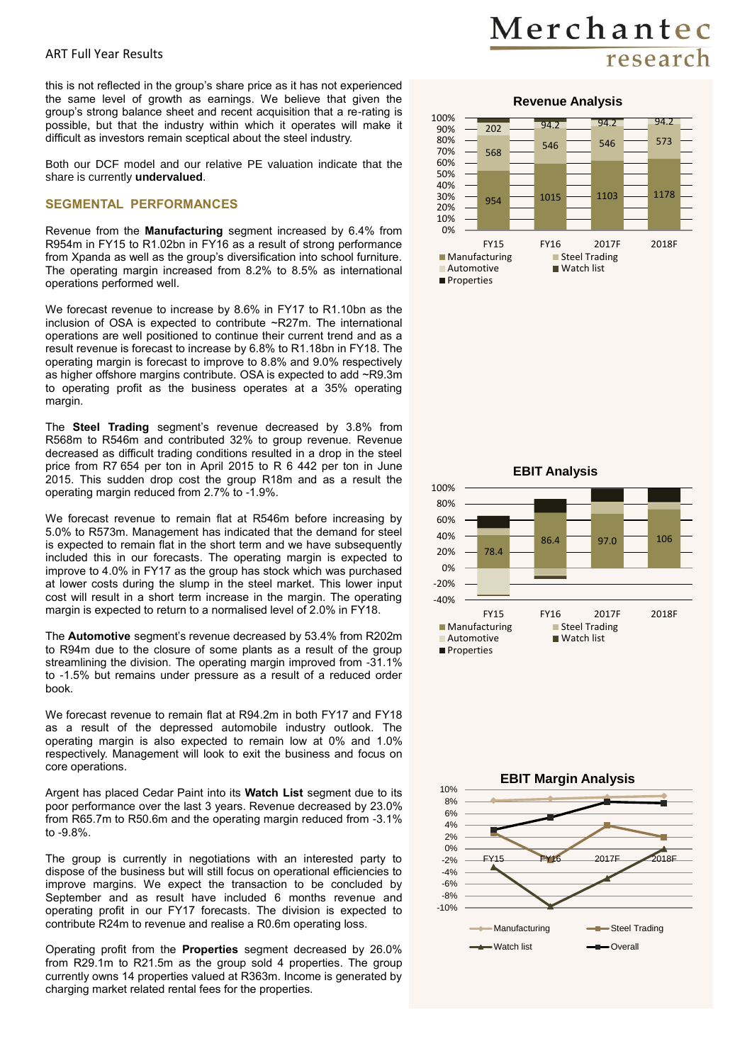this is not reflected in the group's share price as it has not experienced the same level of growth as earnings. We believe that given the group's strong balance sheet and recent acquisition that a re-rating is possible, but that the industry within which it operates will make it difficult as investors remain sceptical about the steel industry.

Both our DCF model and our relative PE valuation indicate that the share is currently **undervalued**.

## SEGMENTAL PERFORMANCES

Revenue from the **Manufacturing** segment increased by 6.4% from R954m in FY15 to R1.02bn in FY16 as a result of strong performance from Xpanda as well as the group's diversification into school furniture. The operating margin increased from 8.2% to 8.5% as international operations performed well.

We forecast revenue to increase by 8.6% in FY17 to R1.10bn as the inclusion of OSA is expected to contribute ~R27m. The international operations are well positioned to continue their current trend and as a result revenue is forecast to increase by 6.8% to R1.18bn in FY18. The operating margin is forecast to improve to 8.8% and 9.0% respectively as higher offshore margins contribute. OSA is expected to add ~R9.3m to operating profit as the business operates at a 35% operating margin.

The **Steel Trading** segment's revenue decreased by 3.8% from R568m to R546m and contributed 32% to group revenue. Revenue decreased as difficult trading conditions resulted in a drop in the steel price from R7 654 per ton in April 2015 to R 6 442 per ton in June 2015. This sudden drop cost the group R18m and as a result the operating margin reduced from 2.7% to -1.9%.

We forecast revenue to remain flat at R546m before increasing by 5.0% to R573m. Management has indicated that the demand for steel is expected to remain flat in the short term and we have subsequently included this in our forecasts. The operating margin is expected to improve to 4.0% in FY17 as the group has stock which was purchased at lower costs during the slump in the steel market. This lower input cost will result in a short term increase in the margin. The operating margin is expected to return to a normalised level of 2.0% in FY18.

The **Automotive** segment's revenue decreased by 53.4% from R202m to R94m due to the closure of some plants as a result of the group streamlining the division. The operating margin improved from -31.1% to -1.5% but remains under pressure as a result of a reduced order book.

We forecast revenue to remain flat at R94.2m in both FY17 and FY18 as a result of the depressed automobile industry outlook. The operating margin is also expected to remain low at 0% and 1.0% respectively. Management will look to exit the business and focus on core operations.

Argent has placed Cedar Paint into its **Watch List** segment due to its poor performance over the last 3 years. Revenue decreased by 23.0% from R65.7m to R50.6m and the operating margin reduced from -3.1% to -9.8%.

The group is currently in negotiations with an interested party to dispose of the business but will still focus on operational efficiencies to improve margins. We expect the transaction to be concluded by September and as result have included 6 months revenue and operating profit in our FY17 forecasts. The division is expected to contribute R24m to revenue and realise a R0.6m operating loss.

Operating profit from the **Properties** segment decreased by 26.0% from R29.1m to R21.5m as the group sold 4 properties. The group currently owns 14 properties valued at R363m. Income is generated by charging market related rental fees for the properties.

**Revenue Analysis**

| | FY15 | FY16 | 2017F | 2018F |
|---|---|---|---|---|
| Manufacturing | 954 | 1015 | 1103 | 1178 |
| Steel Trading | 568 | 546 | 546 | 573 |
| Automotive | 202 | 94.2 | 94.2 | 94.2 |

Legend: Manufacturing, Steel Trading, Automotive, Watch list, Properties

**EBIT Analysis**

| | FY15 | FY16 | 2017F | 2018F |
|---|---|---|---|---|
| Manufacturing | 78.4 | 86.4 | 97.0 | 106 |

Legend: Manufacturing, Steel Trading, Automotive, Watch list, Properties

**EBIT Margin Analysis**

Legend: Manufacturing, Steel Trading, Watch list, Overall (FY15, FY16, 2017F, 2018F)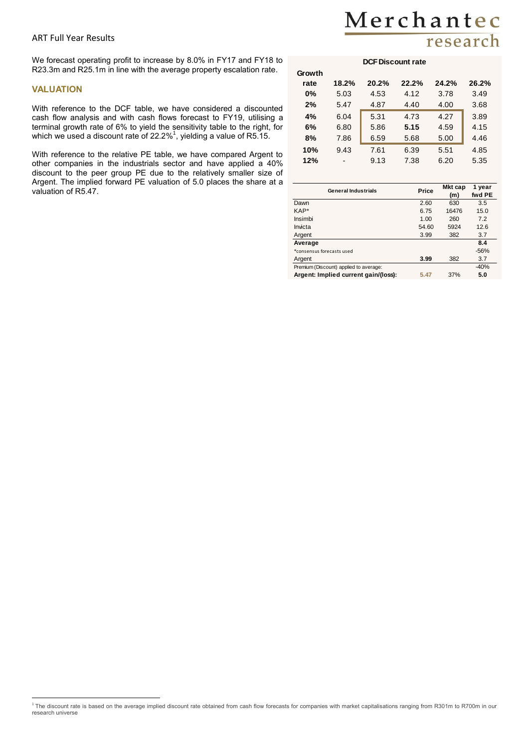We forecast operating profit to increase by 8.0% in FY17 and FY18 to R23.3m and R25.1m in line with the average property escalation rate.

## VALUATION

With reference to the DCF table, we have considered a discounted cash flow analysis and with cash flows forecast to FY19, utilising a terminal growth rate of 6% to yield the sensitivity table to the right, for which we used a discount rate of 22.2%[1], yielding a value of R5.15.

With reference to the relative PE table, we have compared Argent to other companies in the industrials sector and have applied a 40% discount to the peer group PE due to the relatively smaller size of Argent. The implied forward PE valuation of 5.0 places the share at a valuation of R5.47.

| | DCF Discount rate | | | | |
|---|---|---|---|---|---|
| **Growth rate** | **18.2%** | **20.2%** | **22.2%** | **24.2%** | **26.2%** |
| **0%** | 5.03 | 4.53 | 4.12 | 3.78 | 3.49 |
| **2%** | 5.47 | 4.87 | 4.40 | 4.00 | 3.68 |
| **4%** | 6.04 | 5.31 | 4.73 | 4.27 | 3.89 |
| **6%** | 6.80 | 5.86 | **5.15** | 4.59 | 4.15 |
| **8%** | 7.86 | 6.59 | 5.68 | 5.00 | 4.46 |
| **10%** | 9.43 | 7.61 | 6.39 | 5.51 | 4.85 |
| **12%** | - | 9.13 | 7.38 | 6.20 | 5.35 |

| General Industrials | Price | Mkt cap (m) | 1 year fwd PE |
|---|---|---|---|
| Dawn | 2.60 | 630 | 3.5 |
| KAP* | 6.75 | 16476 | 15.0 |
| Insimbi | 1.00 | 260 | 7.2 |
| Invicta | 54.60 | 5924 | 12.6 |
| Argent | 3.99 | 382 | 3.7 |
| **Average** | | | **8.4** |
| *consensus forecasts used | | | -56% |
| Argent | **3.99** | 382 | 3.7 |
| Premium (Discount) applied to average: | | | -40% |
| **Argent: Implied current gain/(loss):** | **5.47** | 37% | **5.0** |

[1] The discount rate is based on the average implied discount rate obtained from cash flow forecasts for companies with market capitalisations ranging from R301m to R700m in our research universe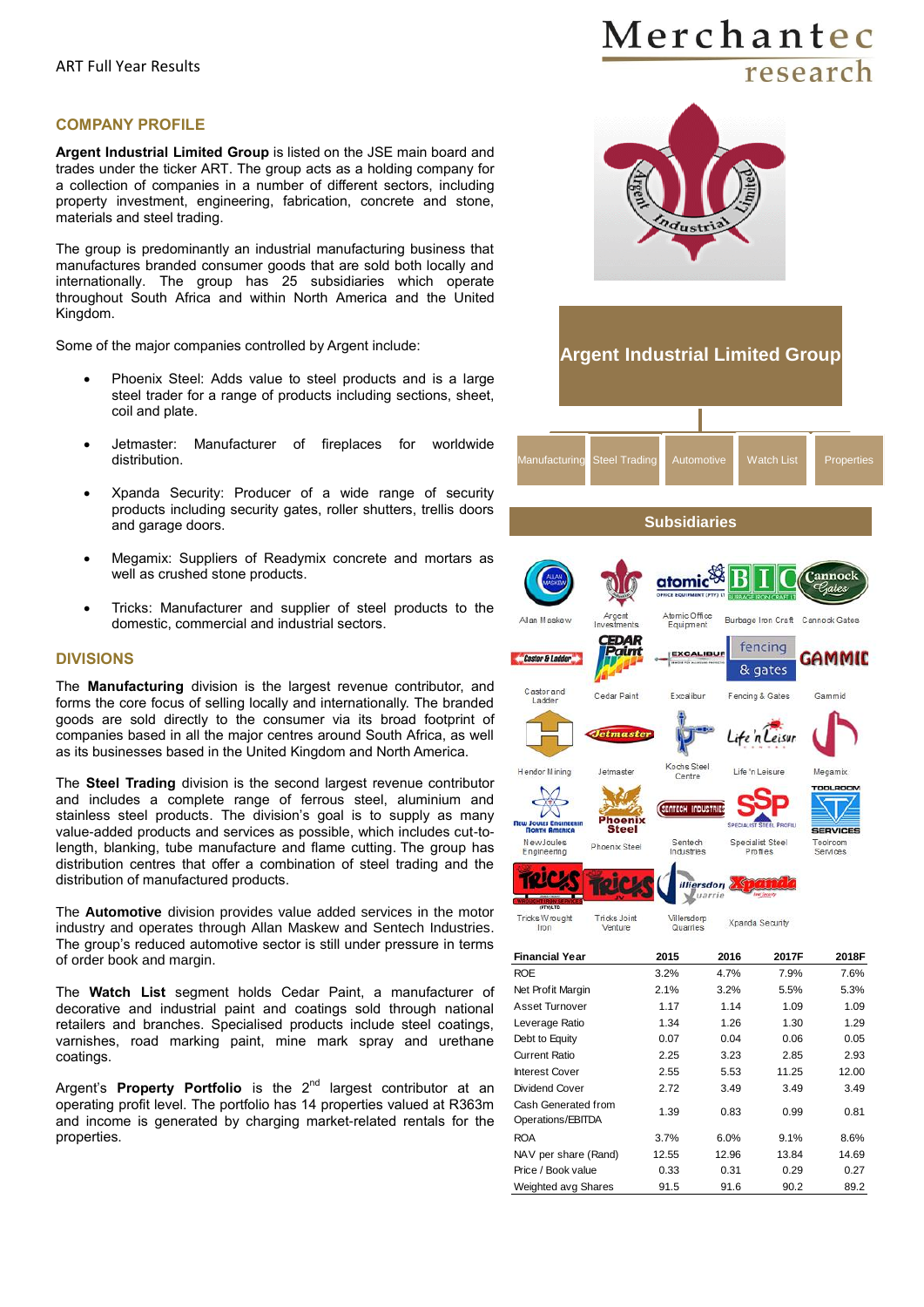ART Full Year Results

## COMPANY PROFILE

**Argent Industrial Limited Group** is listed on the JSE main board and trades under the ticker ART. The group acts as a holding company for a collection of companies in a number of different sectors, including property investment, engineering, fabrication, concrete and stone, materials and steel trading.

The group is predominantly an industrial manufacturing business that manufactures branded consumer goods that are sold both locally and internationally. The group has 25 subsidiaries which operate throughout South Africa and within North America and the United Kingdom.

Some of the major companies controlled by Argent include:

- Phoenix Steel: Adds value to steel products and is a large steel trader for a range of products including sections, sheet, coil and plate.
- Jetmaster: Manufacturer of fireplaces for worldwide distribution.
- Xpanda Security: Producer of a wide range of security products including security gates, roller shutters, trellis doors and garage doors.
- Megamix: Suppliers of Readymix concrete and mortars as well as crushed stone products.
- Tricks: Manufacturer and supplier of steel products to the domestic, commercial and industrial sectors.

## DIVISIONS

The **Manufacturing** division is the largest revenue contributor, and forms the core focus of selling locally and internationally. The branded goods are sold directly to the consumer via its broad footprint of companies based in all the major centres around South Africa, as well as its businesses based in the United Kingdom and North America.

The **Steel Trading** division is the second largest revenue contributor and includes a complete range of ferrous steel, aluminium and stainless steel products. The division's goal is to supply as many value-added products and services as possible, which includes cut-to-length, blanking, tube manufacture and flame cutting. The group has distribution centres that offer a combination of steel trading and the distribution of manufactured products.

The **Automotive** division provides value added services in the motor industry and operates through Allan Maskew and Sentech Industries. The group's reduced automotive sector is still under pressure in terms of order book and margin.

The **Watch List** segment holds Cedar Paint, a manufacturer of decorative and industrial paint and coatings sold through national retailers and branches. Specialised products include steel coatings, varnishes, road marking paint, mine mark spray and urethane coatings.

Argent's **Property Portfolio** is the 2nd largest contributor at an operating profit level. The portfolio has 14 properties valued at R363m and income is generated by charging market-related rentals for the properties.

**Argent Industrial Limited Group**

Manufacturing | Steel Trading | Automotive | Watch List | Properties

**Subsidiaries**

Allan Maskew, Argent Investments, Atomic Office Equipment, Burbage Iron Craft, Cannock Gates, Castor and Ladder, Cedar Paint, Excalibur, Fencing & Gates, Gammid, Hendor Mining, Jetmaster, Kochs Steel Centre, Life 'n Leisure, Megamix, New Joules Engineering, Phoenix Steel, Sentech Industries, Specialist Steel Profiles, Toolroom Services, Tricks Wrought Iron, Tricks Joint Venture, Villersdorp Quarries, Xpanda Security

| Financial Year | 2015 | 2016 | 2017F | 2018F |
|---|---|---|---|---|
| ROE | 3.2% | 4.7% | 7.9% | 7.6% |
| Net Profit Margin | 2.1% | 3.2% | 5.5% | 5.3% |
| Asset Turnover | 1.17 | 1.14 | 1.09 | 1.09 |
| Leverage Ratio | 1.34 | 1.26 | 1.30 | 1.29 |
| Debt to Equity | 0.07 | 0.04 | 0.06 | 0.05 |
| Current Ratio | 2.25 | 3.23 | 2.85 | 2.93 |
| Interest Cover | 2.55 | 5.53 | 11.25 | 12.00 |
| Dividend Cover | 2.72 | 3.49 | 3.49 | 3.49 |
| Cash Generated from Operations/EBITDA | 1.39 | 0.83 | 0.99 | 0.81 |
| ROA | 3.7% | 6.0% | 9.1% | 8.6% |
| NAV per share (Rand) | 12.55 | 12.96 | 13.84 | 14.69 |
| Price / Book value | 0.33 | 0.31 | 0.29 | 0.27 |
| Weighted avg Shares | 91.5 | 91.6 | 90.2 | 89.2 |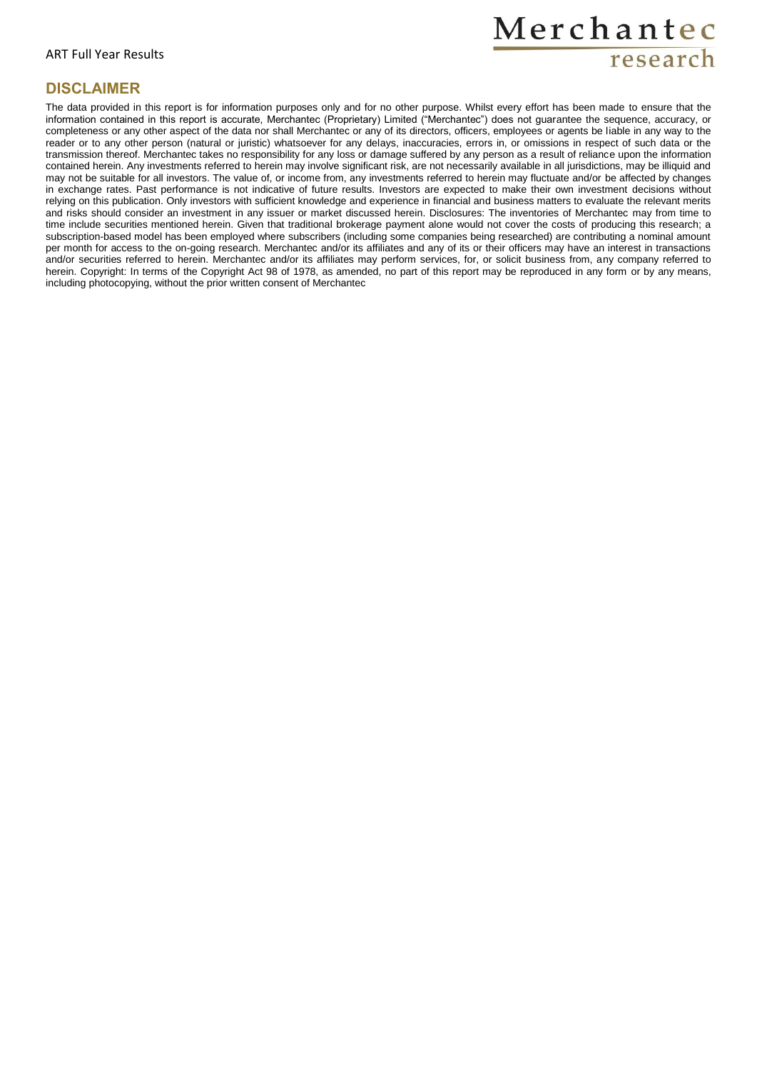## DISCLAIMER

The data provided in this report is for information purposes only and for no other purpose. Whilst every effort has been made to ensure that the information contained in this report is accurate, Merchantec (Proprietary) Limited ("Merchantec") does not guarantee the sequence, accuracy, or completeness or any other aspect of the data nor shall Merchantec or any of its directors, officers, employees or agents be liable in any way to the reader or to any other person (natural or juristic) whatsoever for any delays, inaccuracies, errors in, or omissions in respect of such data or the transmission thereof. Merchantec takes no responsibility for any loss or damage suffered by any person as a result of reliance upon the information contained herein. Any investments referred to herein may involve significant risk, are not necessarily available in all jurisdictions, may be illiquid and may not be suitable for all investors. The value of, or income from, any investments referred to herein may fluctuate and/or be affected by changes in exchange rates. Past performance is not indicative of future results. Investors are expected to make their own investment decisions without relying on this publication. Only investors with sufficient knowledge and experience in financial and business matters to evaluate the relevant merits and risks should consider an investment in any issuer or market discussed herein. Disclosures: The inventories of Merchantec may from time to time include securities mentioned herein. Given that traditional brokerage payment alone would not cover the costs of producing this research; a subscription-based model has been employed where subscribers (including some companies being researched) are contributing a nominal amount per month for access to the on-going research. Merchantec and/or its affiliates and any of its or their officers may have an interest in transactions and/or securities referred to herein. Merchantec and/or its affiliates may perform services, for, or solicit business from, any company referred to herein. Copyright: In terms of the Copyright Act 98 of 1978, as amended, no part of this report may be reproduced in any form or by any means, including photocopying, without the prior written consent of Merchantec